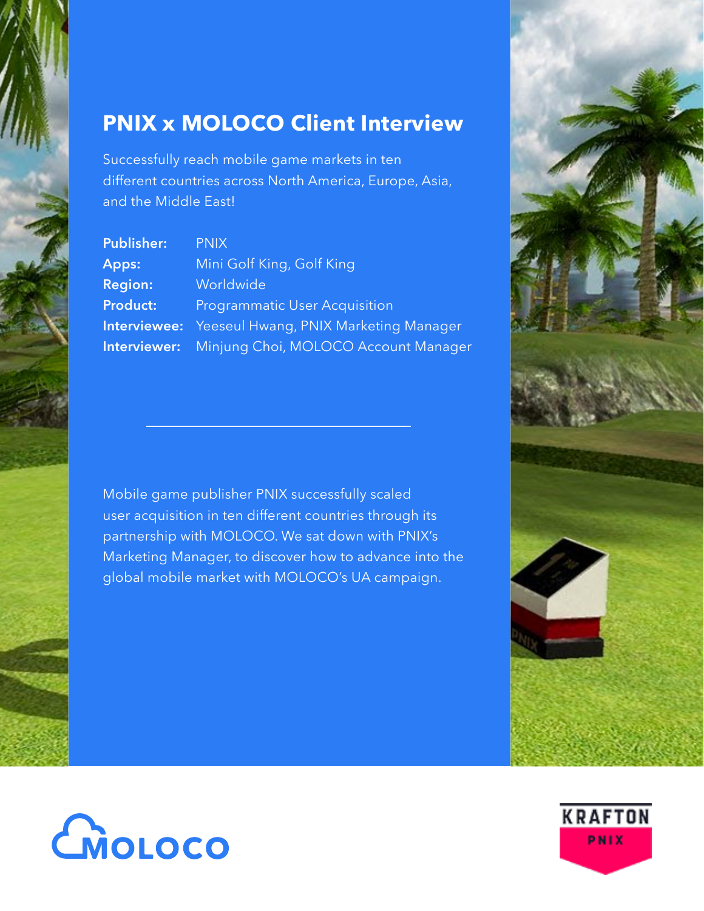# PNIX x MOLOCO Client Interview

Successfully reach mobile game markets in ten different countries across North America, Europe, Asia, and the Middle East!

**Publisher:** PNIX
**Apps:** Mini Golf King, Golf King
**Region:** Worldwide
**Product:** Programmatic User Acquisition
**Interviewee:** Yeeseul Hwang, PNIX Marketing Manager
**Interviewer:** Minjung Choi, MOLOCO Account Manager

---

Mobile game publisher PNIX successfully scaled user acquisition in ten different countries through its partnership with MOLOCO. We sat down with PNIX's Marketing Manager, to discover how to advance into the global mobile market with MOLOCO's UA campaign.

MOLOCO

KRAFTON PNIX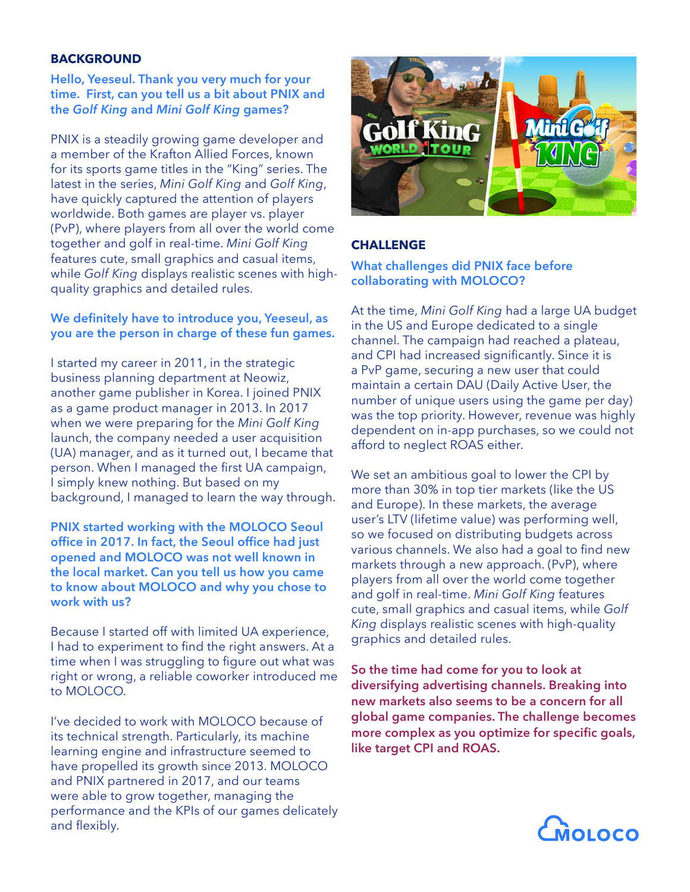## BACKGROUND

**Hello, Yeeseul. Thank you very much for your time. First, can you tell us a bit about PNIX and the *Golf King* and *Mini Golf King* games?**

PNIX is a steadily growing game developer and a member of the Krafton Allied Forces, known for its sports game titles in the "King" series. The latest in the series, *Mini Golf King* and *Golf King*, have quickly captured the attention of players worldwide. Both games are player vs. player (PvP), where players from all over the world come together and golf in real-time. *Mini Golf King* features cute, small graphics and casual items, while *Golf King* displays realistic scenes with high-quality graphics and detailed rules.

**We definitely have to introduce you, Yeeseul, as you are the person in charge of these fun games.**

I started my career in 2011, in the strategic business planning department at Neowiz, another game publisher in Korea. I joined PNIX as a game product manager in 2013. In 2017 when we were preparing for the *Mini Golf King* launch, the company needed a user acquisition (UA) manager, and as it turned out, I became that person. When I managed the first UA campaign, I simply knew nothing. But based on my background, I managed to learn the way through.

**PNIX started working with the MOLOCO Seoul office in 2017. In fact, the Seoul office had just opened and MOLOCO was not well known in the local market. Can you tell us how you came to know about MOLOCO and why you chose to work with us?**

Because I started off with limited UA experience, I had to experiment to find the right answers. At a time when I was struggling to figure out what was right or wrong, a reliable coworker introduced me to MOLOCO.

I've decided to work with MOLOCO because of its technical strength. Particularly, its machine learning engine and infrastructure seemed to have propelled its growth since 2013. MOLOCO and PNIX partnered in 2017, and our teams were able to grow together, managing the performance and the KPIs of our games delicately and flexibly.

## CHALLENGE

**What challenges did PNIX face before collaborating with MOLOCO?**

At the time, *Mini Golf King* had a large UA budget in the US and Europe dedicated to a single channel. The campaign had reached a plateau, and CPI had increased significantly. Since it is a PvP game, securing a new user that could maintain a certain DAU (Daily Active User, the number of unique users using the game per day) was the top priority. However, revenue was highly dependent on in-app purchases, so we could not afford to neglect ROAS either.

We set an ambitious goal to lower the CPI by more than 30% in top tier markets (like the US and Europe). In these markets, the average user's LTV (lifetime value) was performing well, so we focused on distributing budgets across various channels. We also had a goal to find new markets through a new approach. (PvP), where players from all over the world come together and golf in real-time. *Mini Golf King* features cute, small graphics and casual items, while *Golf King* displays realistic scenes with high-quality graphics and detailed rules.

**So the time had come for you to look at diversifying advertising channels. Breaking into new markets also seems to be a concern for all global game companies. The challenge becomes more complex as you optimize for specific goals, like target CPI and ROAS.**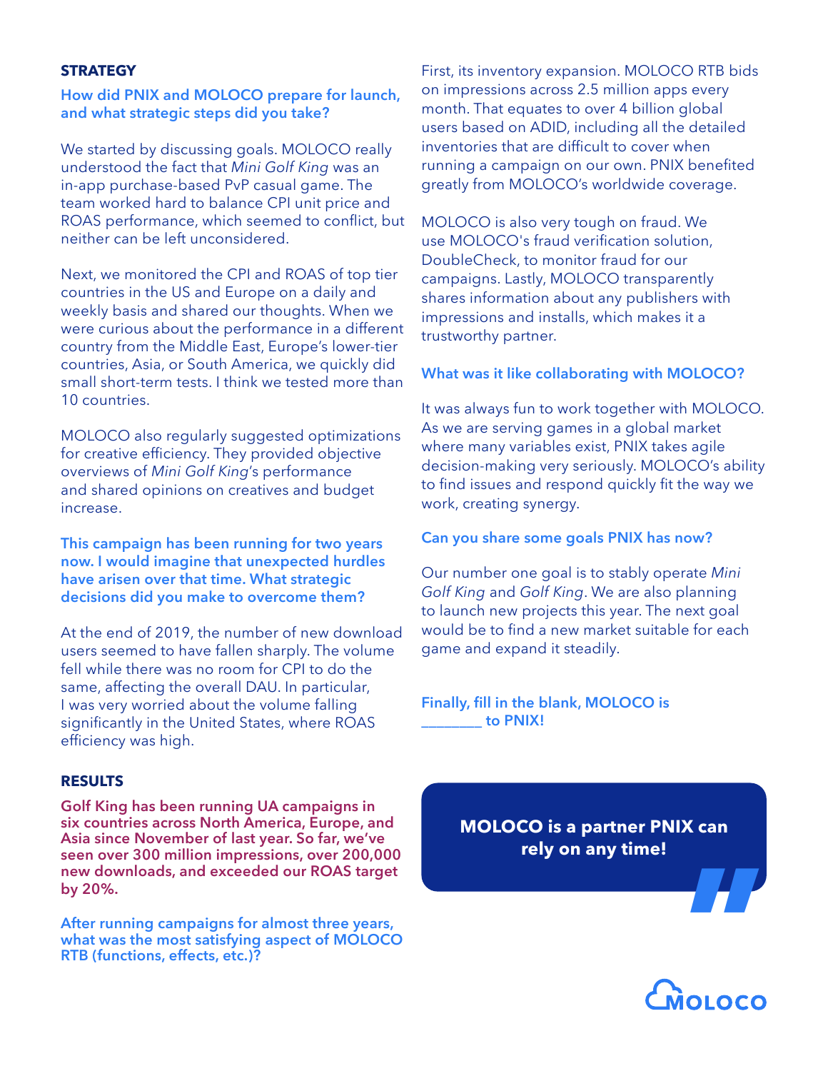## STRATEGY

**How did PNIX and MOLOCO prepare for launch, and what strategic steps did you take?**

We started by discussing goals. MOLOCO really understood the fact that *Mini Golf King* was an in-app purchase-based PvP casual game. The team worked hard to balance CPI unit price and ROAS performance, which seemed to conflict, but neither can be left unconsidered.

Next, we monitored the CPI and ROAS of top tier countries in the US and Europe on a daily and weekly basis and shared our thoughts. When we were curious about the performance in a different country from the Middle East, Europe's lower-tier countries, Asia, or South America, we quickly did small short-term tests. I think we tested more than 10 countries.

MOLOCO also regularly suggested optimizations for creative efficiency. They provided objective overviews of *Mini Golf King*'s performance and shared opinions on creatives and budget increase.

**This campaign has been running for two years now. I would imagine that unexpected hurdles have arisen over that time. What strategic decisions did you make to overcome them?**

At the end of 2019, the number of new download users seemed to have fallen sharply. The volume fell while there was no room for CPI to do the same, affecting the overall DAU. In particular, I was very worried about the volume falling significantly in the United States, where ROAS efficiency was high.

## RESULTS

**Golf King has been running UA campaigns in six countries across North America, Europe, and Asia since November of last year. So far, we've seen over 300 million impressions, over 200,000 new downloads, and exceeded our ROAS target by 20%.**

**After running campaigns for almost three years, what was the most satisfying aspect of MOLOCO RTB (functions, effects, etc.)?**

First, its inventory expansion. MOLOCO RTB bids on impressions across 2.5 million apps every month. That equates to over 4 billion global users based on ADID, including all the detailed inventories that are difficult to cover when running a campaign on our own. PNIX benefited greatly from MOLOCO's worldwide coverage.

MOLOCO is also very tough on fraud. We use MOLOCO's fraud verification solution, DoubleCheck, to monitor fraud for our campaigns. Lastly, MOLOCO transparently shares information about any publishers with impressions and installs, which makes it a trustworthy partner.

**What was it like collaborating with MOLOCO?**

It was always fun to work together with MOLOCO. As we are serving games in a global market where many variables exist, PNIX takes agile decision-making very seriously. MOLOCO's ability to find issues and respond quickly fit the way we work, creating synergy.

**Can you share some goals PNIX has now?**

Our number one goal is to stably operate *Mini Golf King* and *Golf King*. We are also planning to launch new projects this year. The next goal would be to find a new market suitable for each game and expand it steadily.

**Finally, fill in the blank, MOLOCO is ________ to PNIX!**

**MOLOCO is a partner PNIX can rely on any time!**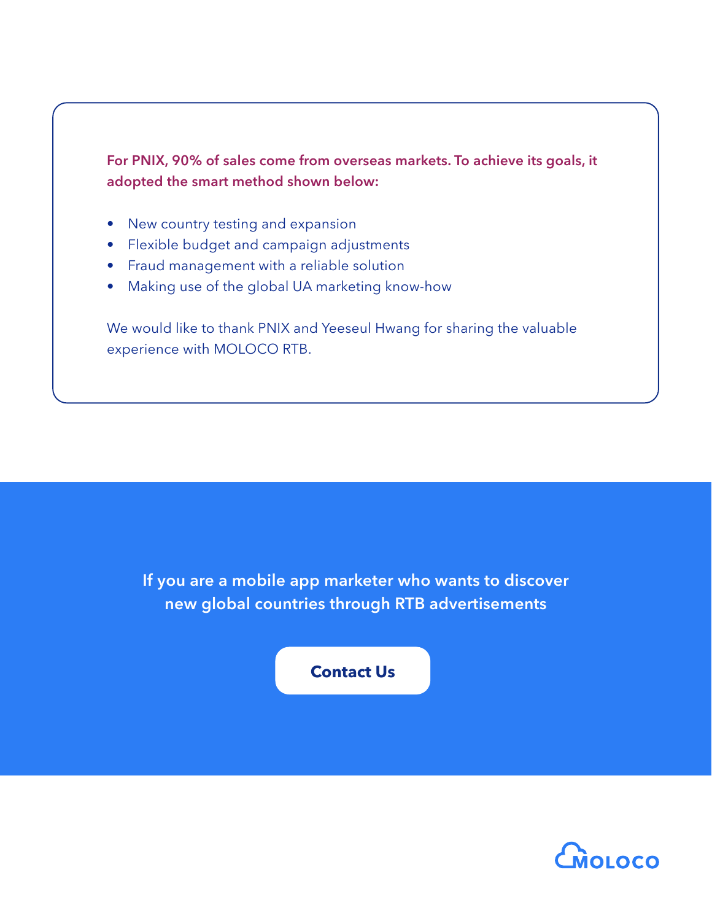**For PNIX, 90% of sales come from overseas markets. To achieve its goals, it adopted the smart method shown below:**

- New country testing and expansion
- Flexible budget and campaign adjustments
- Fraud management with a reliable solution
- Making use of the global UA marketing know-how

We would like to thank PNIX and Yeeseul Hwang for sharing the valuable experience with MOLOCO RTB.

**If you are a mobile app marketer who wants to discover new global countries through RTB advertisements**

**Contact Us**

MOLOCO